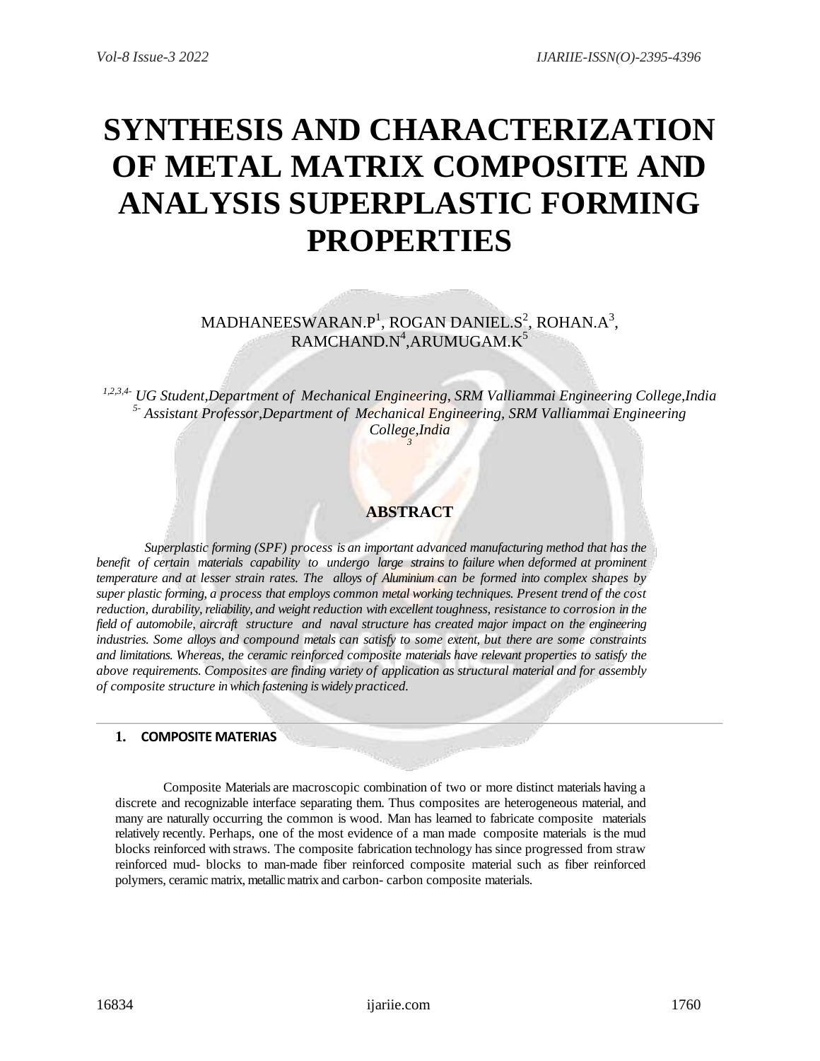# SYNTHESIS AND CHARACTERIZATION OF METAL MATRIX COMPOSITE AND ANALYSIS SUPERPLASTIC FORMING PROPERTIES

MADHANEESWARAN.P[1], ROGAN DANIEL.S[2], ROHAN.A[3], RAMCHAND.N[4],ARUMUGAM.K[5]

*[1,2,3,4-] UG Student,Department of Mechanical Engineering, SRM Valliammai Engineering College,India*
*[5-] Assistant Professor,Department of Mechanical Engineering, SRM Valliammai Engineering College,India*
*3*

## ABSTRACT

*Superplastic forming (SPF) process is an important advanced manufacturing method that has the benefit of certain materials capability to undergo large strains to failure when deformed at prominent temperature and at lesser strain rates. The alloys of Aluminium can be formed into complex shapes by super plastic forming, a process that employs common metal working techniques. Present trend of the cost reduction, durability, reliability, and weight reduction with excellent toughness, resistance to corrosion in the field of automobile, aircraft structure and naval structure has created major impact on the engineering industries. Some alloys and compound metals can satisfy to some extent, but there are some constraints and limitations. Whereas, the ceramic reinforced composite materials have relevant properties to satisfy the above requirements. Composites are finding variety of application as structural material and for assembly of composite structure in which fastening is widely practiced.*

## 1. COMPOSITE MATERIAS

Composite Materials are macroscopic combination of two or more distinct materials having a discrete and recognizable interface separating them. Thus composites are heterogeneous material, and many are naturally occurring the common is wood. Man has learned to fabricate composite materials relatively recently. Perhaps, one of the most evidence of a man made composite materials is the mud blocks reinforced with straws. The composite fabrication technology has since progressed from straw reinforced mud- blocks to man-made fiber reinforced composite material such as fiber reinforced polymers, ceramic matrix, metallic matrix and carbon- carbon composite materials.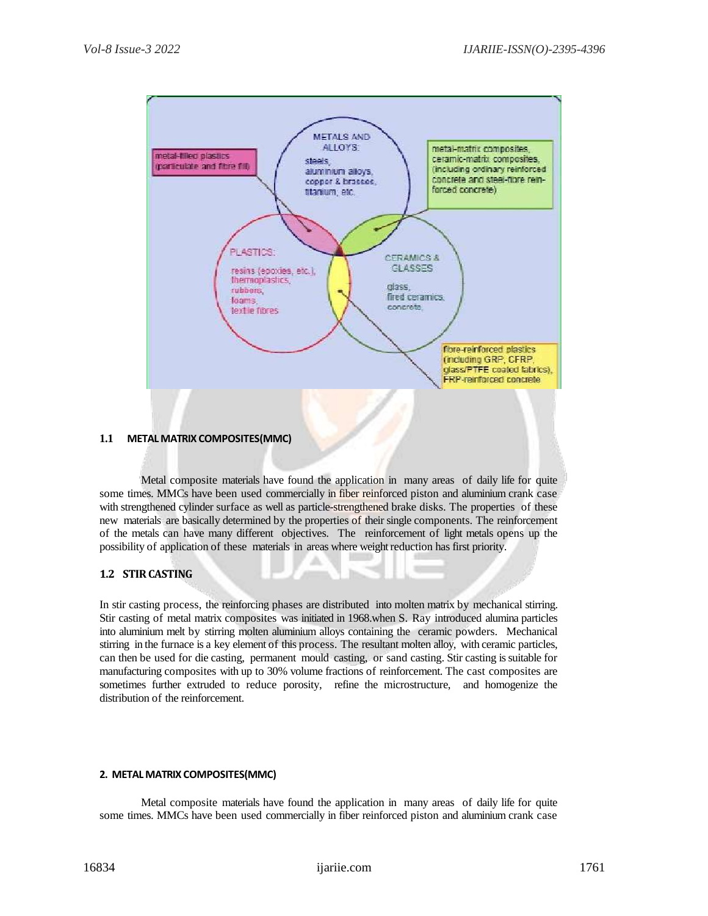## 1.1 METAL MATRIX COMPOSITES(MMC)

Metal composite materials have found the application in many areas of daily life for quite some times. MMCs have been used commercially in fiber reinforced piston and aluminium crank case with strengthened cylinder surface as well as particle-strengthened brake disks. The properties of these new materials are basically determined by the properties of their single components. The reinforcement of the metals can have many different objectives. The reinforcement of light metals opens up the possibility of application of these materials in areas where weight reduction has first priority.

## 1.2 STIR CASTING

In stir casting process, the reinforcing phases are distributed into molten matrix by mechanical stirring. Stir casting of metal matrix composites was initiated in 1968.when S. Ray introduced alumina particles into aluminium melt by stirring molten aluminium alloys containing the ceramic powders. Mechanical stirring in the furnace is a key element of this process. The resultant molten alloy, with ceramic particles, can then be used for die casting, permanent mould casting, or sand casting. Stir casting is suitable for manufacturing composites with up to 30% volume fractions of reinforcement. The cast composites are sometimes further extruded to reduce porosity, refine the microstructure, and homogenize the distribution of the reinforcement.

## 2. METAL MATRIX COMPOSITES(MMC)

Metal composite materials have found the application in many areas of daily life for quite some times. MMCs have been used commercially in fiber reinforced piston and aluminium crank case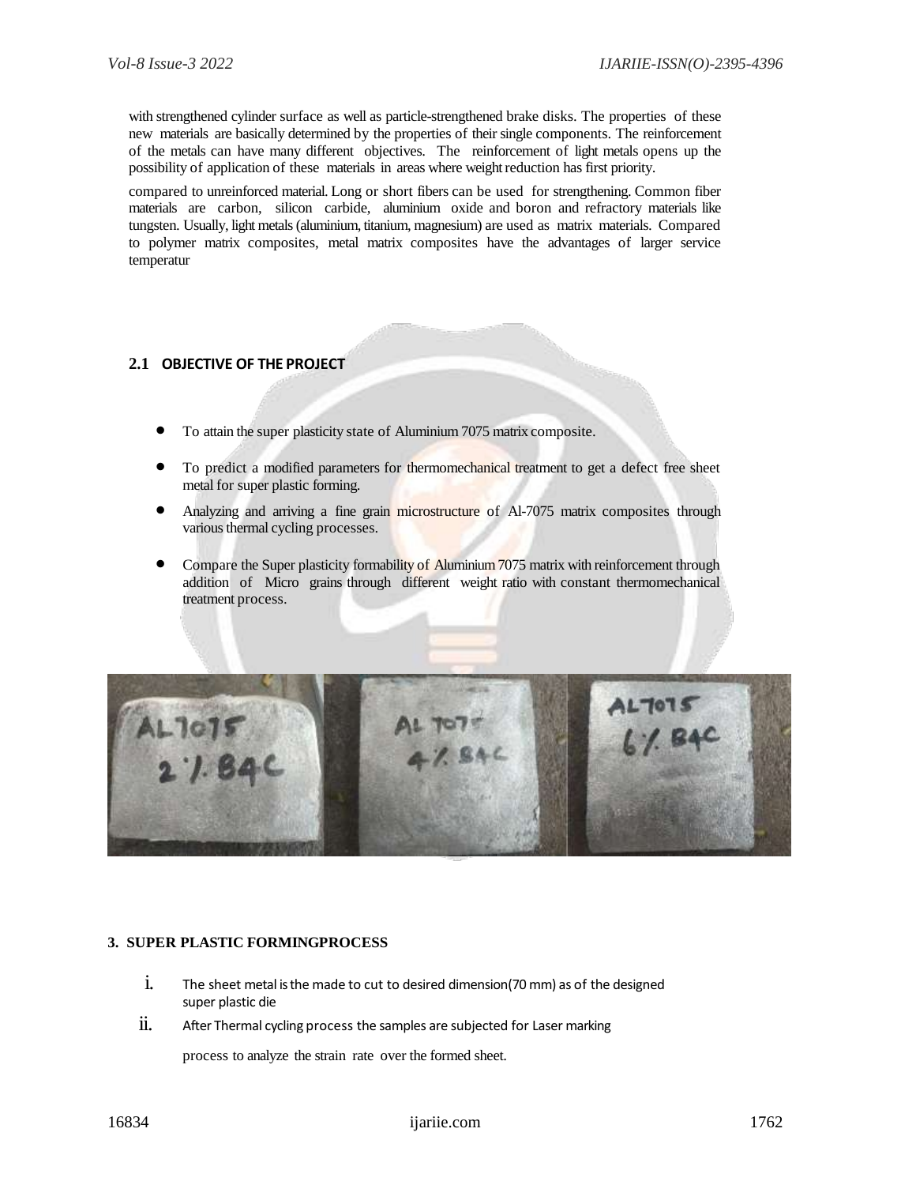with strengthened cylinder surface as well as particle-strengthened brake disks. The properties of these new materials are basically determined by the properties of their single components. The reinforcement of the metals can have many different objectives. The reinforcement of light metals opens up the possibility of application of these materials in areas where weight reduction has first priority.

compared to unreinforced material. Long or short fibers can be used for strengthening. Common fiber materials are carbon, silicon carbide, aluminium oxide and boron and refractory materials like tungsten. Usually, light metals (aluminium, titanium, magnesium) are used as matrix materials. Compared to polymer matrix composites, metal matrix composites have the advantages of larger service temperatur

### 2.1 OBJECTIVE OF THE PROJECT

- To attain the super plasticity state of Aluminium 7075 matrix composite.
- To predict a modified parameters for thermomechanical treatment to get a defect free sheet metal for super plastic forming.
- Analyzing and arriving a fine grain microstructure of Al-7075 matrix composites through various thermal cycling processes.
- Compare the Super plasticity formability of Aluminium 7075 matrix with reinforcement through addition of Micro grains through different weight ratio with constant thermomechanical treatment process.

## 3. SUPER PLASTIC FORMINGPROCESS

i. The sheet metal is the made to cut to desired dimension(70 mm) as of the designed super plastic die

ii. After Thermal cycling process the samples are subjected for Laser marking process to analyze the strain rate over the formed sheet.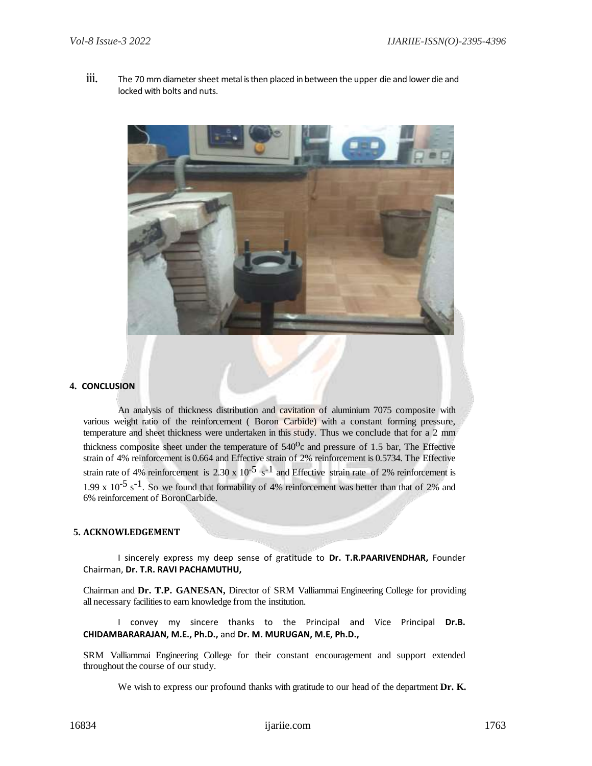iii. The 70 mm diameter sheet metal is then placed in between the upper die and lower die and locked with bolts and nuts.

## 4. CONCLUSION

An analysis of thickness distribution and cavitation of aluminium 7075 composite with various weight ratio of the reinforcement ( Boron Carbide) with a constant forming pressure, temperature and sheet thickness were undertaken in this study. Thus we conclude that for a 2 mm thickness composite sheet under the temperature of $540^{o}$c and pressure of 1.5 bar, The Effective strain of 4% reinforcement is 0.664 and Effective strain of 2% reinforcement is 0.5734. The Effective strain rate of 4% reinforcement is $2.30 \times 10^{-5}$ $s^{-1}$ and Effective strain rate of 2% reinforcement is $1.99 \times 10^{-5}$ $s^{-1}$. So we found that formability of 4% reinforcement was better than that of 2% and 6% reinforcement of BoronCarbide.

## 5. ACKNOWLEDGEMENT

I sincerely express my deep sense of gratitude to **Dr. T.R.PAARIVENDHAR,** Founder Chairman, **Dr. T.R. RAVI PACHAMUTHU,**

Chairman and **Dr. T.P. GANESAN,** Director of SRM Valliammai Engineering College for providing all necessary facilities to earn knowledge from the institution.

I convey my sincere thanks to the Principal and Vice Principal **Dr.B. CHIDAMBARARAJAN, M.E., Ph.D.,** and **Dr. M. MURUGAN, M.E, Ph.D.,**

SRM Valliammai Engineering College for their constant encouragement and support extended throughout the course of our study.

We wish to express our profound thanks with gratitude to our head of the department **Dr. K.**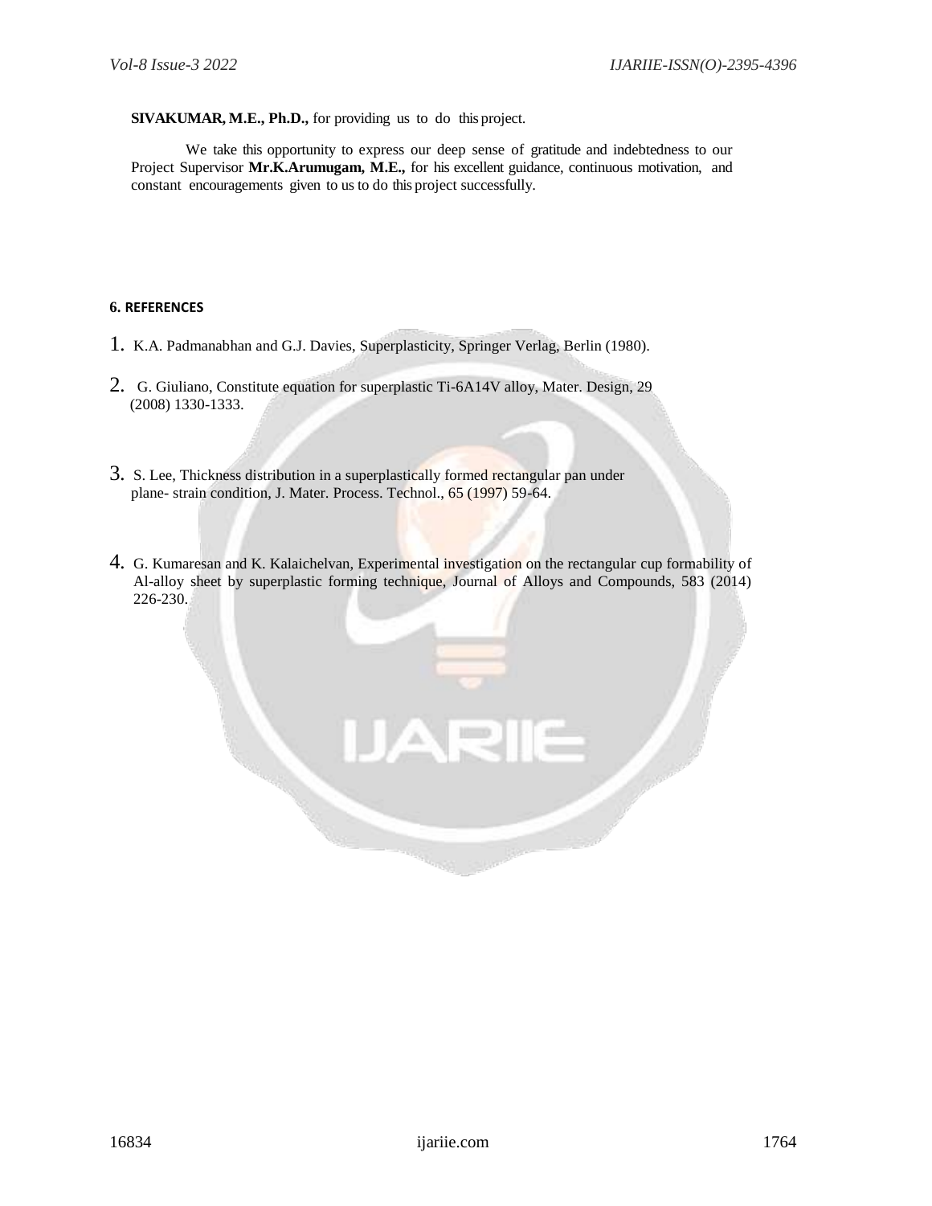**SIVAKUMAR, M.E., Ph.D.,** for providing us to do this project.

We take this opportunity to express our deep sense of gratitude and indebtedness to our Project Supervisor **Mr.K.Arumugam, M.E.,** for his excellent guidance, continuous motivation, and constant encouragements given to us to do this project successfully.

#### 6. REFERENCES

1. K.A. Padmanabhan and G.J. Davies, Superplasticity, Springer Verlag, Berlin (1980).

2. G. Giuliano, Constitute equation for superplastic Ti-6A14V alloy, Mater. Design, 29 (2008) 1330-1333.

3. S. Lee, Thickness distribution in a superplastically formed rectangular pan under plane- strain condition, J. Mater. Process. Technol., 65 (1997) 59-64.

4. G. Kumaresan and K. Kalaichelvan, Experimental investigation on the rectangular cup formability of Al-alloy sheet by superplastic forming technique, Journal of Alloys and Compounds, 583 (2014) 226-230.